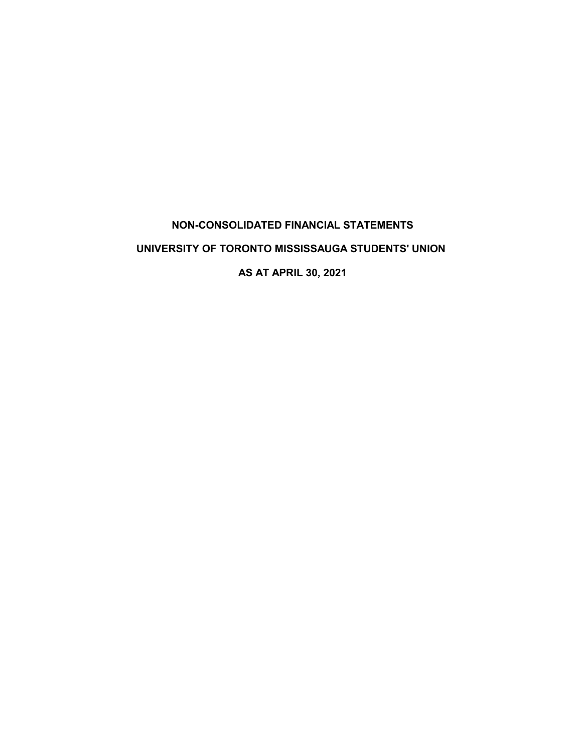# NON-CONSOLIDATED FINANCIAL STATEMENTS

# UNIVERSITY OF TORONTO MISSISSAUGA STUDENTS' UNION

# AS AT APRIL 30, 2021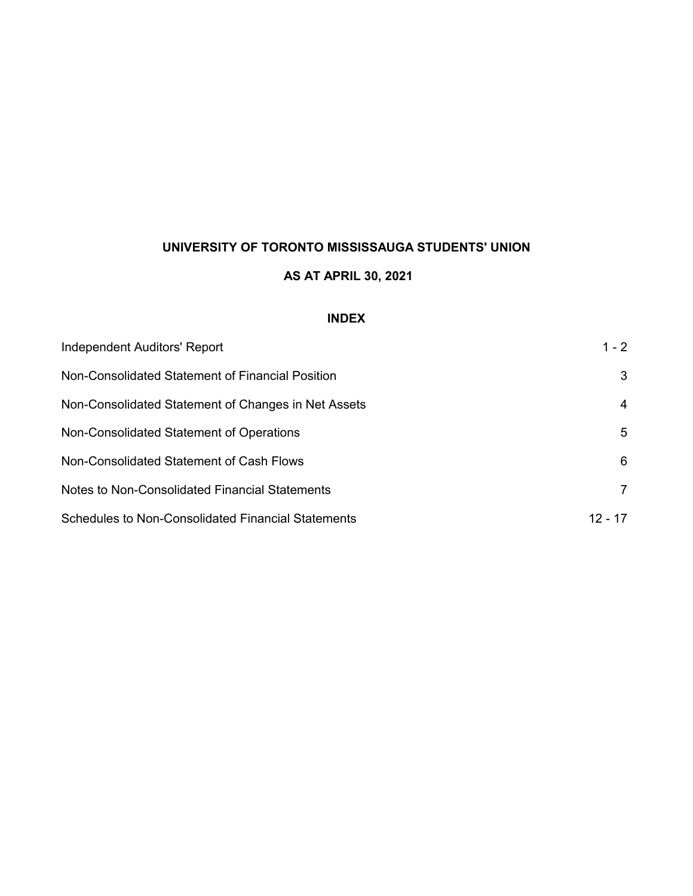# UNIVERSITY OF TORONTO MISSISSAUGA STUDENTS' UNION

## AS AT APRIL 30, 2021

### INDEX

| | |
|---|---|
| Independent Auditors' Report | 1 - 2 |
| Non-Consolidated Statement of Financial Position | 3 |
| Non-Consolidated Statement of Changes in Net Assets | 4 |
| Non-Consolidated Statement of Operations | 5 |
| Non-Consolidated Statement of Cash Flows | 6 |
| Notes to Non-Consolidated Financial Statements | 7 |
| Schedules to Non-Consolidated Financial Statements | 12 - 17 |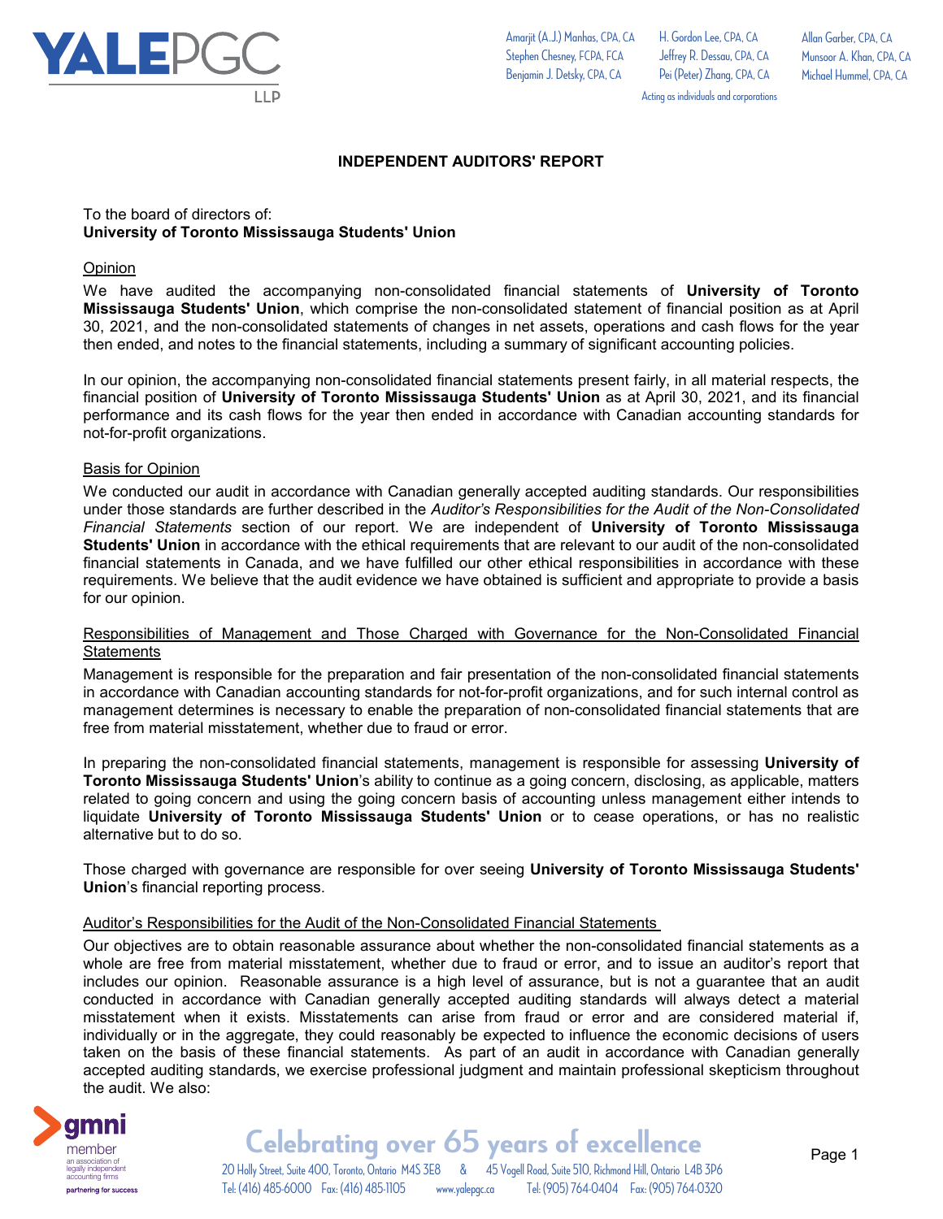# INDEPENDENT AUDITORS' REPORT

To the board of directors of:
**University of Toronto Mississauga Students' Union**

## Opinion

We have audited the accompanying non-consolidated financial statements of **University of Toronto Mississauga Students' Union**, which comprise the non-consolidated statement of financial position as at April 30, 2021, and the non-consolidated statements of changes in net assets, operations and cash flows for the year then ended, and notes to the financial statements, including a summary of significant accounting policies.

In our opinion, the accompanying non-consolidated financial statements present fairly, in all material respects, the financial position of **University of Toronto Mississauga Students' Union** as at April 30, 2021, and its financial performance and its cash flows for the year then ended in accordance with Canadian accounting standards for not-for-profit organizations.

## Basis for Opinion

We conducted our audit in accordance with Canadian generally accepted auditing standards. Our responsibilities under those standards are further described in the *Auditor's Responsibilities for the Audit of the Non-Consolidated Financial Statements* section of our report. We are independent of **University of Toronto Mississauga Students' Union** in accordance with the ethical requirements that are relevant to our audit of the non-consolidated financial statements in Canada, and we have fulfilled our other ethical responsibilities in accordance with these requirements. We believe that the audit evidence we have obtained is sufficient and appropriate to provide a basis for our opinion.

## Responsibilities of Management and Those Charged with Governance for the Non-Consolidated Financial Statements

Management is responsible for the preparation and fair presentation of the non-consolidated financial statements in accordance with Canadian accounting standards for not-for-profit organizations, and for such internal control as management determines is necessary to enable the preparation of non-consolidated financial statements that are free from material misstatement, whether due to fraud or error.

In preparing the non-consolidated financial statements, management is responsible for assessing **University of Toronto Mississauga Students' Union**'s ability to continue as a going concern, disclosing, as applicable, matters related to going concern and using the going concern basis of accounting unless management either intends to liquidate **University of Toronto Mississauga Students' Union** or to cease operations, or has no realistic alternative but to do so.

Those charged with governance are responsible for over seeing **University of Toronto Mississauga Students' Union**'s financial reporting process.

## Auditor's Responsibilities for the Audit of the Non-Consolidated Financial Statements

Our objectives are to obtain reasonable assurance about whether the non-consolidated financial statements as a whole are free from material misstatement, whether due to fraud or error, and to issue an auditor's report that includes our opinion. Reasonable assurance is a high level of assurance, but is not a guarantee that an audit conducted in accordance with Canadian generally accepted auditing standards will always detect a material misstatement when it exists. Misstatements can arise from fraud or error and are considered material if, individually or in the aggregate, they could reasonably be expected to influence the economic decisions of users taken on the basis of these financial statements. As part of an audit in accordance with Canadian generally accepted auditing standards, we exercise professional judgment and maintain professional skepticism throughout the audit. We also: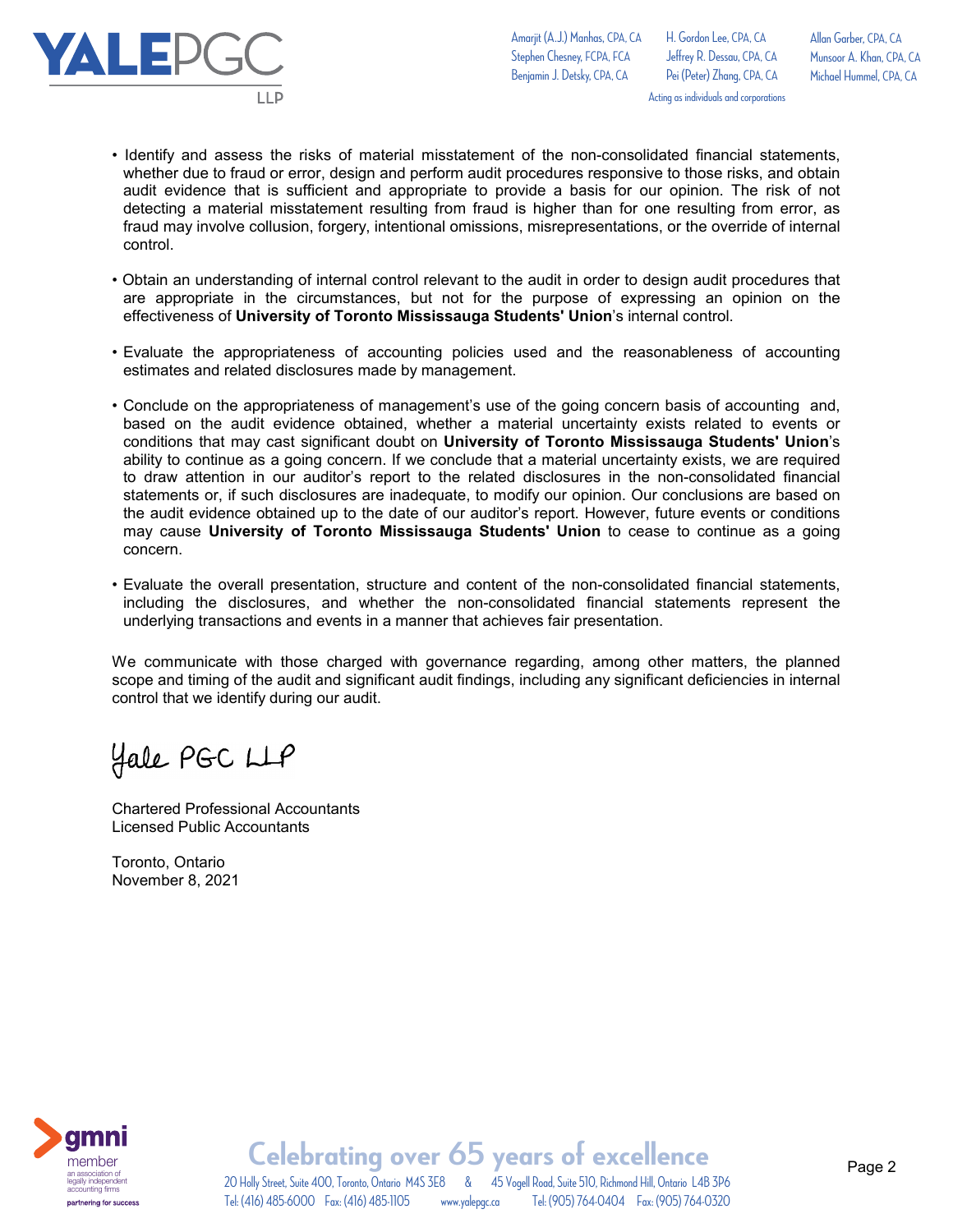- Identify and assess the risks of material misstatement of the non-consolidated financial statements, whether due to fraud or error, design and perform audit procedures responsive to those risks, and obtain audit evidence that is sufficient and appropriate to provide a basis for our opinion. The risk of not detecting a material misstatement resulting from fraud is higher than for one resulting from error, as fraud may involve collusion, forgery, intentional omissions, misrepresentations, or the override of internal control.

- Obtain an understanding of internal control relevant to the audit in order to design audit procedures that are appropriate in the circumstances, but not for the purpose of expressing an opinion on the effectiveness of **University of Toronto Mississauga Students' Union**'s internal control.

- Evaluate the appropriateness of accounting policies used and the reasonableness of accounting estimates and related disclosures made by management.

- Conclude on the appropriateness of management's use of the going concern basis of accounting and, based on the audit evidence obtained, whether a material uncertainty exists related to events or conditions that may cast significant doubt on **University of Toronto Mississauga Students' Union**'s ability to continue as a going concern. If we conclude that a material uncertainty exists, we are required to draw attention in our auditor's report to the related disclosures in the non-consolidated financial statements or, if such disclosures are inadequate, to modify our opinion. Our conclusions are based on the audit evidence obtained up to the date of our auditor's report. However, future events or conditions may cause **University of Toronto Mississauga Students' Union** to cease to continue as a going concern.

- Evaluate the overall presentation, structure and content of the non-consolidated financial statements, including the disclosures, and whether the non-consolidated financial statements represent the underlying transactions and events in a manner that achieves fair presentation.

We communicate with those charged with governance regarding, among other matters, the planned scope and timing of the audit and significant audit findings, including any significant deficiencies in internal control that we identify during our audit.

Yale PGC LLP

Chartered Professional Accountants
Licensed Public Accountants

Toronto, Ontario
November 8, 2021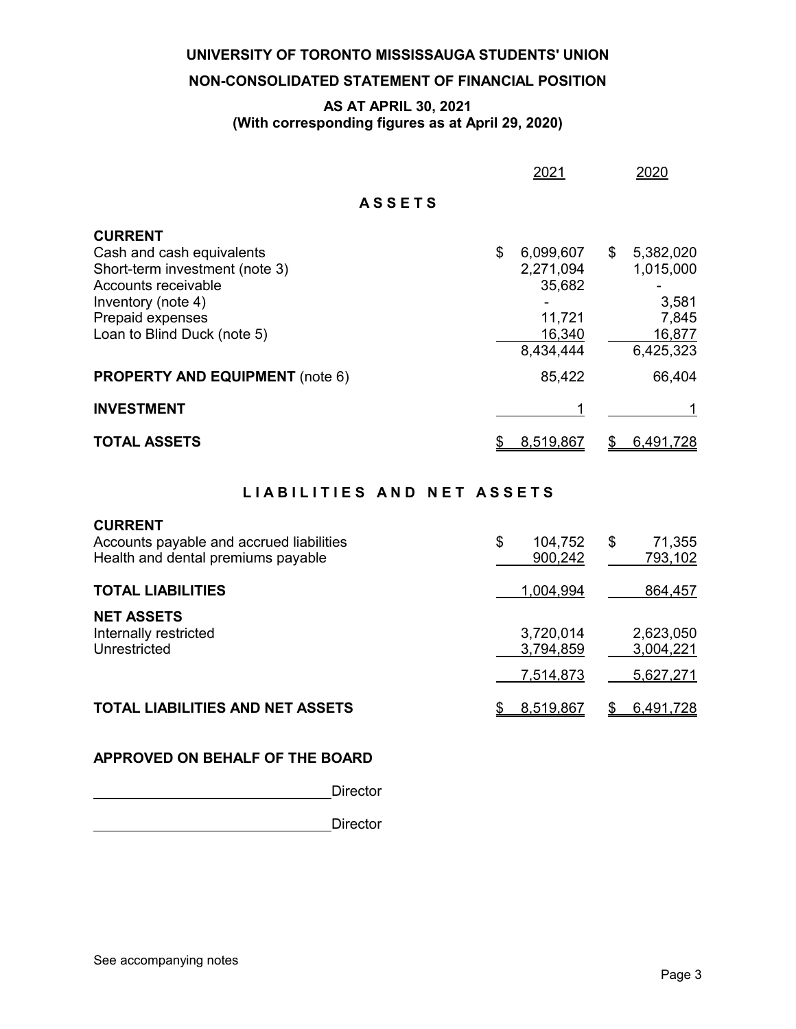# UNIVERSITY OF TORONTO MISSISSAUGA STUDENTS' UNION

## NON-CONSOLIDATED STATEMENT OF FINANCIAL POSITION

### AS AT APRIL 30, 2021
### (With corresponding figures as at April 29, 2020)

| | 2021 | 2020 |
|---|---|---|
| **A S S E T S** | | |
| **CURRENT** | | |
| Cash and cash equivalents | $ 6,099,607 | $ 5,382,020 |
| Short-term investment (note 3) | 2,271,094 | 1,015,000 |
| Accounts receivable | 35,682 | - |
| Inventory (note 4) | - | 3,581 |
| Prepaid expenses | 11,721 | 7,845 |
| Loan to Blind Duck (note 5) | 16,340 | 16,877 |
| | 8,434,444 | 6,425,323 |
| **PROPERTY AND EQUIPMENT** (note 6) | 85,422 | 66,404 |
| **INVESTMENT** | 1 | 1 |
| **TOTAL ASSETS** | $ 8,519,867 | $ 6,491,728 |
| **L I A B I L I T I E S A N D N E T A S S E T S** | | |
| **CURRENT** | | |
| Accounts payable and accrued liabilities | $ 104,752 | $ 71,355 |
| Health and dental premiums payable | 900,242 | 793,102 |
| **TOTAL LIABILITIES** | 1,004,994 | 864,457 |
| **NET ASSETS** | | |
| Internally restricted | 3,720,014 | 2,623,050 |
| Unrestricted | 3,794,859 | 3,004,221 |
| | 7,514,873 | 5,627,271 |
| **TOTAL LIABILITIES AND NET ASSETS** | $ 8,519,867 | $ 6,491,728 |

**APPROVED ON BEHALF OF THE BOARD**

______________________________ Director

______________________________ Director

See accompanying notes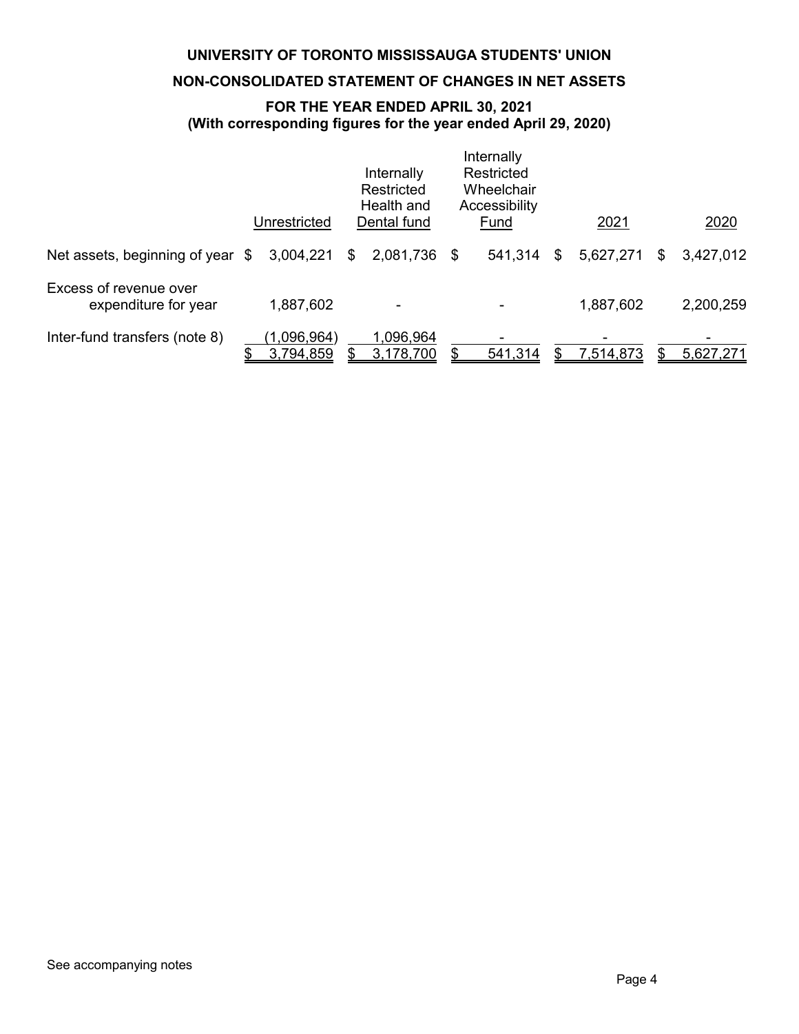# UNIVERSITY OF TORONTO MISSISSAUGA STUDENTS' UNION

## NON-CONSOLIDATED STATEMENT OF CHANGES IN NET ASSETS

### FOR THE YEAR ENDED APRIL 30, 2021
### (With corresponding figures for the year ended April 29, 2020)

| | Unrestricted | Internally Restricted Health and Dental fund | Internally Restricted Wheelchair Accessibility Fund | 2021 | 2020 |
|---|---|---|---|---|---|
| Net assets, beginning of year | $ 3,004,221 | $ 2,081,736 | $ 541,314 | $ 5,627,271 | $ 3,427,012 |
| Excess of revenue over expenditure for year | 1,887,602 | - | - | 1,887,602 | 2,200,259 |
| Inter-fund transfers (note 8) | (1,096,964) | 1,096,964 | - | - | - |
| | $ 3,794,859 | $ 3,178,700 | $ 541,314 | $ 7,514,873 | $ 5,627,271 |

See accompanying notes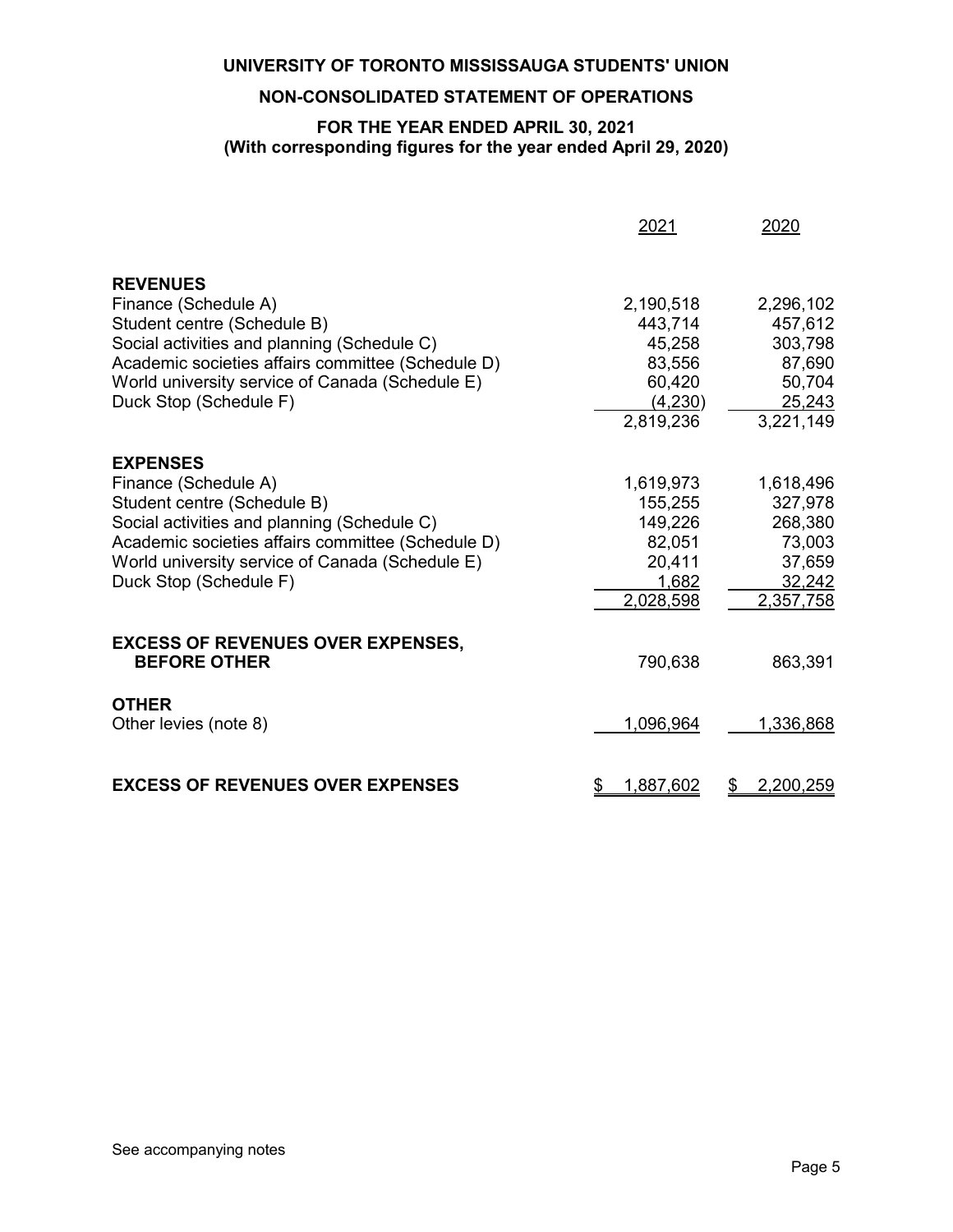# UNIVERSITY OF TORONTO MISSISSAUGA STUDENTS' UNION

## NON-CONSOLIDATED STATEMENT OF OPERATIONS

### FOR THE YEAR ENDED APRIL 30, 2021
### (With corresponding figures for the year ended April 29, 2020)

| | 2021 | 2020 |
|---|---|---|
| **REVENUES** | | |
| Finance (Schedule A) | 2,190,518 | 2,296,102 |
| Student centre (Schedule B) | 443,714 | 457,612 |
| Social activities and planning (Schedule C) | 45,258 | 303,798 |
| Academic societies affairs committee (Schedule D) | 83,556 | 87,690 |
| World university service of Canada (Schedule E) | 60,420 | 50,704 |
| Duck Stop (Schedule F) | (4,230) | 25,243 |
| | 2,819,236 | 3,221,149 |
| **EXPENSES** | | |
| Finance (Schedule A) | 1,619,973 | 1,618,496 |
| Student centre (Schedule B) | 155,255 | 327,978 |
| Social activities and planning (Schedule C) | 149,226 | 268,380 |
| Academic societies affairs committee (Schedule D) | 82,051 | 73,003 |
| World university service of Canada (Schedule E) | 20,411 | 37,659 |
| Duck Stop (Schedule F) | 1,682 | 32,242 |
| | 2,028,598 | 2,357,758 |
| **EXCESS OF REVENUES OVER EXPENSES, BEFORE OTHER** | 790,638 | 863,391 |
| **OTHER** | | |
| Other levies (note 8) | 1,096,964 | 1,336,868 |
| **EXCESS OF REVENUES OVER EXPENSES** | $ 1,887,602 | $ 2,200,259 |

See accompanying notes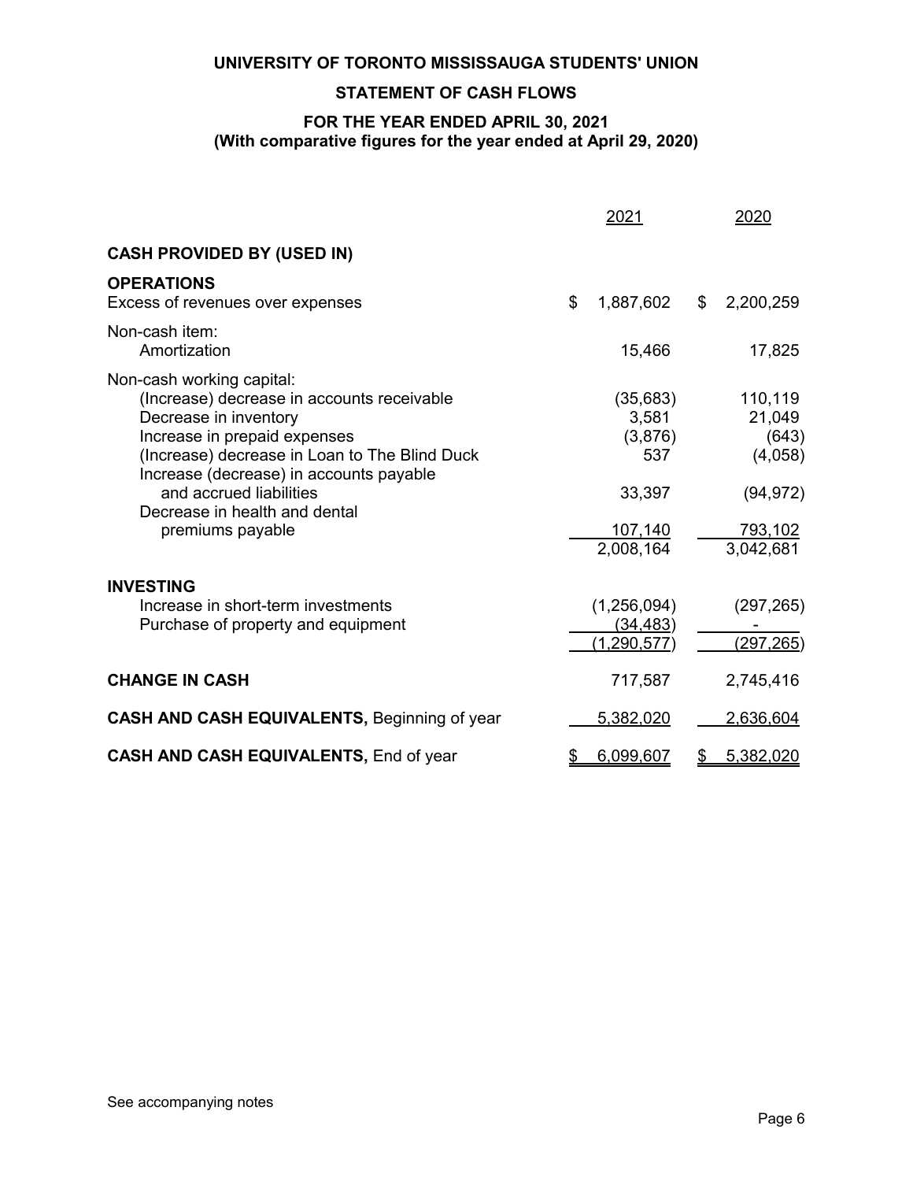# UNIVERSITY OF TORONTO MISSISSAUGA STUDENTS' UNION

## STATEMENT OF CASH FLOWS

### FOR THE YEAR ENDED APRIL 30, 2021
### (With comparative figures for the year ended at April 29, 2020)

| | 2021 | 2020 |
|---|---|---|
| **CASH PROVIDED BY (USED IN)** | | |
| **OPERATIONS** | | |
| Excess of revenues over expenses | $ 1,887,602 | $ 2,200,259 |
| Non-cash item: | | |
| Amortization | 15,466 | 17,825 |
| Non-cash working capital: | | |
| (Increase) decrease in accounts receivable | (35,683) | 110,119 |
| Decrease in inventory | 3,581 | 21,049 |
| Increase in prepaid expenses | (3,876) | (643) |
| (Increase) decrease in Loan to The Blind Duck | 537 | (4,058) |
| Increase (decrease) in accounts payable and accrued liabilities | 33,397 | (94,972) |
| Decrease in health and dental premiums payable | 107,140 | 793,102 |
| | 2,008,164 | 3,042,681 |
| **INVESTING** | | |
| Increase in short-term investments | (1,256,094) | (297,265) |
| Purchase of property and equipment | (34,483) | - |
| | (1,290,577) | (297,265) |
| **CHANGE IN CASH** | 717,587 | 2,745,416 |
| **CASH AND CASH EQUIVALENTS,** Beginning of year | 5,382,020 | 2,636,604 |
| **CASH AND CASH EQUIVALENTS,** End of year | $ 6,099,607 | $ 5,382,020 |

See accompanying notes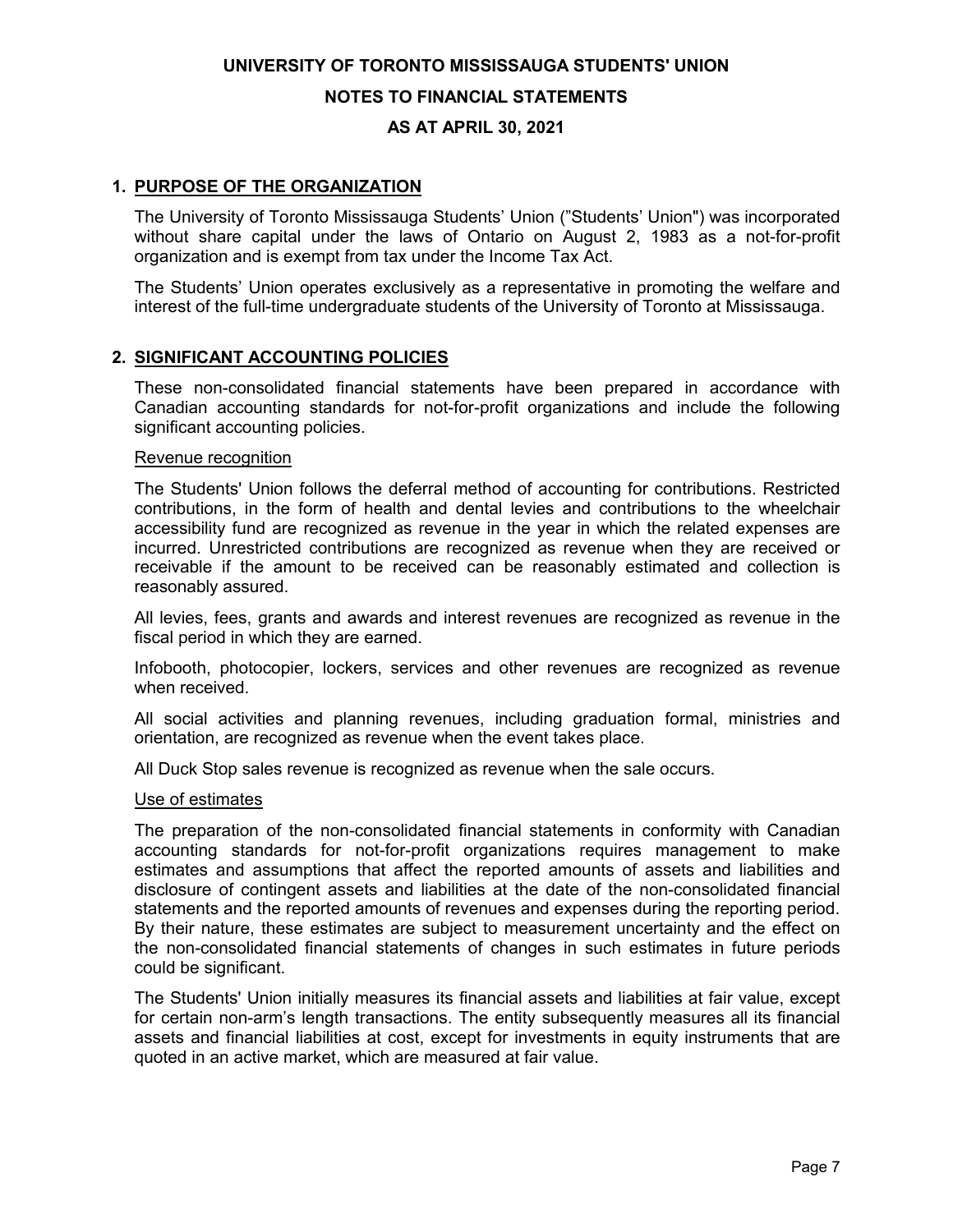# UNIVERSITY OF TORONTO MISSISSAUGA STUDENTS' UNION

## NOTES TO FINANCIAL STATEMENTS

## AS AT APRIL 30, 2021

### 1. PURPOSE OF THE ORGANIZATION

The University of Toronto Mississauga Students' Union ("Students' Union") was incorporated without share capital under the laws of Ontario on August 2, 1983 as a not-for-profit organization and is exempt from tax under the Income Tax Act.

The Students' Union operates exclusively as a representative in promoting the welfare and interest of the full-time undergraduate students of the University of Toronto at Mississauga.

### 2. SIGNIFICANT ACCOUNTING POLICIES

These non-consolidated financial statements have been prepared in accordance with Canadian accounting standards for not-for-profit organizations and include the following significant accounting policies.

Revenue recognition

The Students' Union follows the deferral method of accounting for contributions. Restricted contributions, in the form of health and dental levies and contributions to the wheelchair accessibility fund are recognized as revenue in the year in which the related expenses are incurred. Unrestricted contributions are recognized as revenue when they are received or receivable if the amount to be received can be reasonably estimated and collection is reasonably assured.

All levies, fees, grants and awards and interest revenues are recognized as revenue in the fiscal period in which they are earned.

Infobooth, photocopier, lockers, services and other revenues are recognized as revenue when received.

All social activities and planning revenues, including graduation formal, ministries and orientation, are recognized as revenue when the event takes place.

All Duck Stop sales revenue is recognized as revenue when the sale occurs.

Use of estimates

The preparation of the non-consolidated financial statements in conformity with Canadian accounting standards for not-for-profit organizations requires management to make estimates and assumptions that affect the reported amounts of assets and liabilities and disclosure of contingent assets and liabilities at the date of the non-consolidated financial statements and the reported amounts of revenues and expenses during the reporting period. By their nature, these estimates are subject to measurement uncertainty and the effect on the non-consolidated financial statements of changes in such estimates in future periods could be significant.

The Students' Union initially measures its financial assets and liabilities at fair value, except for certain non-arm's length transactions. The entity subsequently measures all its financial assets and financial liabilities at cost, except for investments in equity instruments that are quoted in an active market, which are measured at fair value.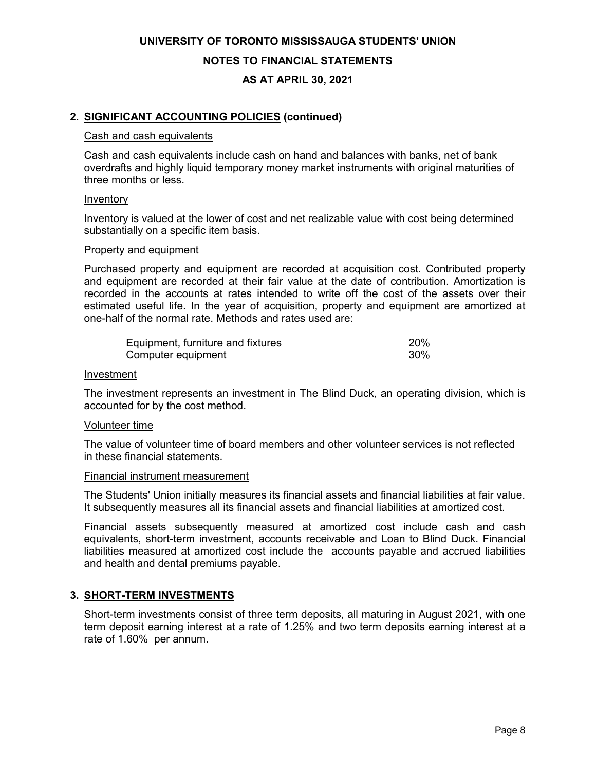# UNIVERSITY OF TORONTO MISSISSAUGA STUDENTS' UNION

## NOTES TO FINANCIAL STATEMENTS

## AS AT APRIL 30, 2021

## 2. SIGNIFICANT ACCOUNTING POLICIES (continued)

### Cash and cash equivalents

Cash and cash equivalents include cash on hand and balances with banks, net of bank overdrafts and highly liquid temporary money market instruments with original maturities of three months or less.

### Inventory

Inventory is valued at the lower of cost and net realizable value with cost being determined substantially on a specific item basis.

### Property and equipment

Purchased property and equipment are recorded at acquisition cost. Contributed property and equipment are recorded at their fair value at the date of contribution. Amortization is recorded in the accounts at rates intended to write off the cost of the assets over their estimated useful life. In the year of acquisition, property and equipment are amortized at one-half of the normal rate. Methods and rates used are:

| | |
|---|---|
| Equipment, furniture and fixtures | 20% |
| Computer equipment | 30% |

### Investment

The investment represents an investment in The Blind Duck, an operating division, which is accounted for by the cost method.

### Volunteer time

The value of volunteer time of board members and other volunteer services is not reflected in these financial statements.

### Financial instrument measurement

The Students' Union initially measures its financial assets and financial liabilities at fair value. It subsequently measures all its financial assets and financial liabilities at amortized cost.

Financial assets subsequently measured at amortized cost include cash and cash equivalents, short-term investment, accounts receivable and Loan to Blind Duck. Financial liabilities measured at amortized cost include the accounts payable and accrued liabilities and health and dental premiums payable.

## 3. SHORT-TERM INVESTMENTS

Short-term investments consist of three term deposits, all maturing in August 2021, with one term deposit earning interest at a rate of 1.25% and two term deposits earning interest at a rate of 1.60% per annum.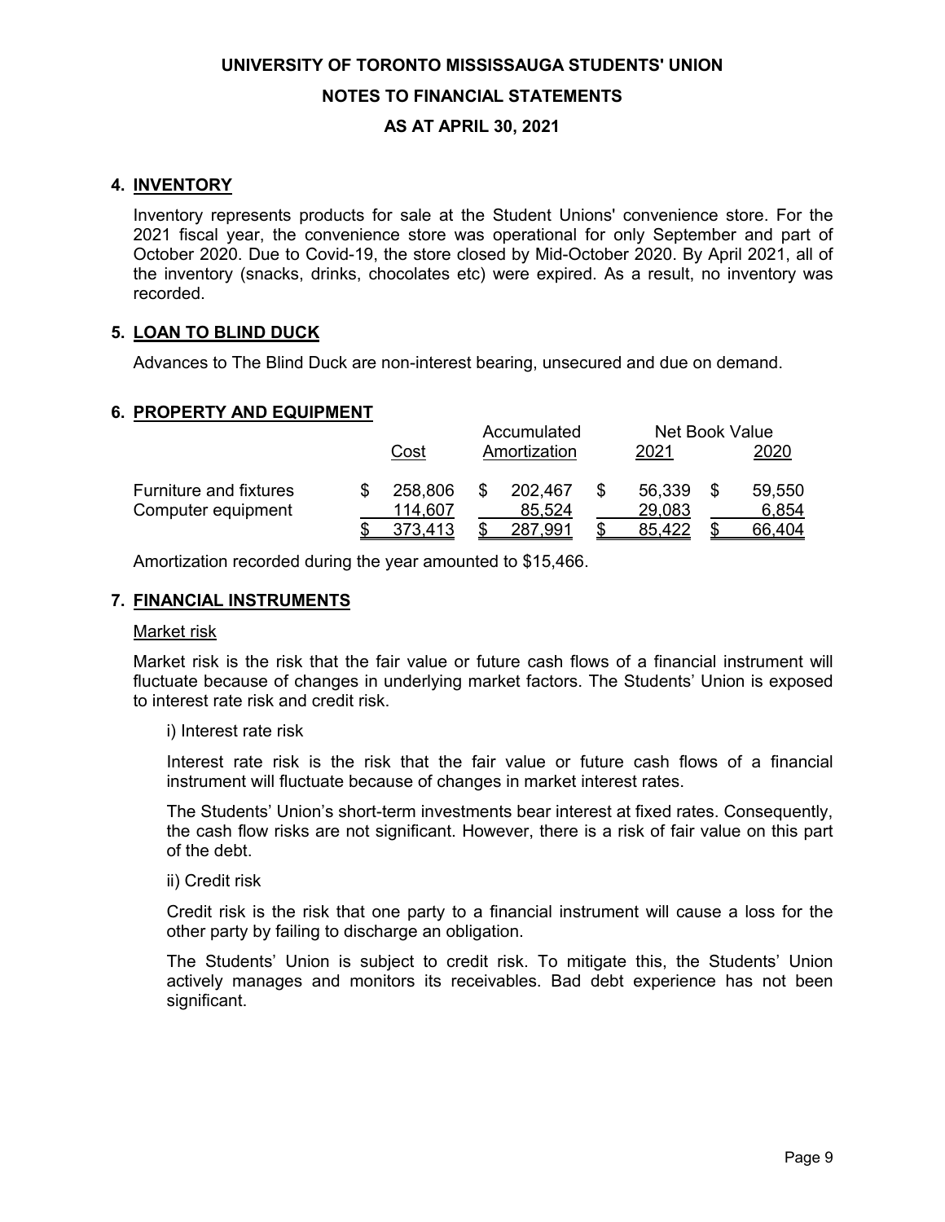UNIVERSITY OF TORONTO MISSISSAUGA STUDENTS' UNION

NOTES TO FINANCIAL STATEMENTS

AS AT APRIL 30, 2021

## 4. INVENTORY

Inventory represents products for sale at the Student Unions' convenience store. For the 2021 fiscal year, the convenience store was operational for only September and part of October 2020. Due to Covid-19, the store closed by Mid-October 2020. By April 2021, all of the inventory (snacks, drinks, chocolates etc) were expired. As a result, no inventory was recorded.

## 5. LOAN TO BLIND DUCK

Advances to The Blind Duck are non-interest bearing, unsecured and due on demand.

## 6. PROPERTY AND EQUIPMENT

| | Cost | Accumulated Amortization | Net Book Value 2021 | Net Book Value 2020 |
|---|---|---|---|---|
| Furniture and fixtures | $ 258,806 | $ 202,467 | $ 56,339 | $ 59,550 |
| Computer equipment | 114,607 | 85,524 | 29,083 | 6,854 |
| | $ 373,413 | $ 287,991 | $ 85,422 | $ 66,404 |

Amortization recorded during the year amounted to $15,466.

## 7. FINANCIAL INSTRUMENTS

Market risk

Market risk is the risk that the fair value or future cash flows of a financial instrument will fluctuate because of changes in underlying market factors. The Students' Union is exposed to interest rate risk and credit risk.

i) Interest rate risk

Interest rate risk is the risk that the fair value or future cash flows of a financial instrument will fluctuate because of changes in market interest rates.

The Students' Union's short-term investments bear interest at fixed rates. Consequently, the cash flow risks are not significant. However, there is a risk of fair value on this part of the debt.

ii) Credit risk

Credit risk is the risk that one party to a financial instrument will cause a loss for the other party by failing to discharge an obligation.

The Students' Union is subject to credit risk. To mitigate this, the Students' Union actively manages and monitors its receivables. Bad debt experience has not been significant.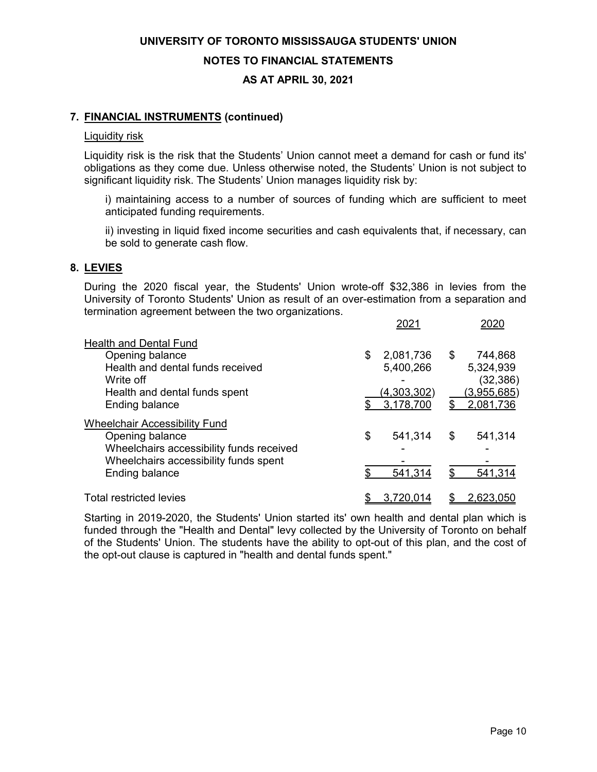**UNIVERSITY OF TORONTO MISSISSAUGA STUDENTS' UNION**

**NOTES TO FINANCIAL STATEMENTS**

**AS AT APRIL 30, 2021**

## 7. FINANCIAL INSTRUMENTS (continued)

### Liquidity risk

Liquidity risk is the risk that the Students' Union cannot meet a demand for cash or fund its' obligations as they come due. Unless otherwise noted, the Students' Union is not subject to significant liquidity risk. The Students' Union manages liquidity risk by:

i) maintaining access to a number of sources of funding which are sufficient to meet anticipated funding requirements.

ii) investing in liquid fixed income securities and cash equivalents that, if necessary, can be sold to generate cash flow.

## 8. LEVIES

During the 2020 fiscal year, the Students' Union wrote-off $32,386 in levies from the University of Toronto Students' Union as result of an over-estimation from a separation and termination agreement between the two organizations.

| | 2021 | 2020 |
|---|---|---|
| **Health and Dental Fund** | | |
| Opening balance | $ 2,081,736 | $ 744,868 |
| Health and dental funds received | 5,400,266 | 5,324,939 |
| Write off | - | (32,386) |
| Health and dental funds spent | (4,303,302) | (3,955,685) |
| Ending balance | $ 3,178,700 | $ 2,081,736 |
| **Wheelchair Accessibility Fund** | | |
| Opening balance | $ 541,314 | $ 541,314 |
| Wheelchairs accessibility funds received | - | - |
| Wheelchairs accessibility funds spent | - | - |
| Ending balance | $ 541,314 | $ 541,314 |
| Total restricted levies | $ 3,720,014 | $ 2,623,050 |

Starting in 2019-2020, the Students' Union started its' own health and dental plan which is funded through the "Health and Dental" levy collected by the University of Toronto on behalf of the Students' Union. The students have the ability to opt-out of this plan, and the cost of the opt-out clause is captured in "health and dental funds spent."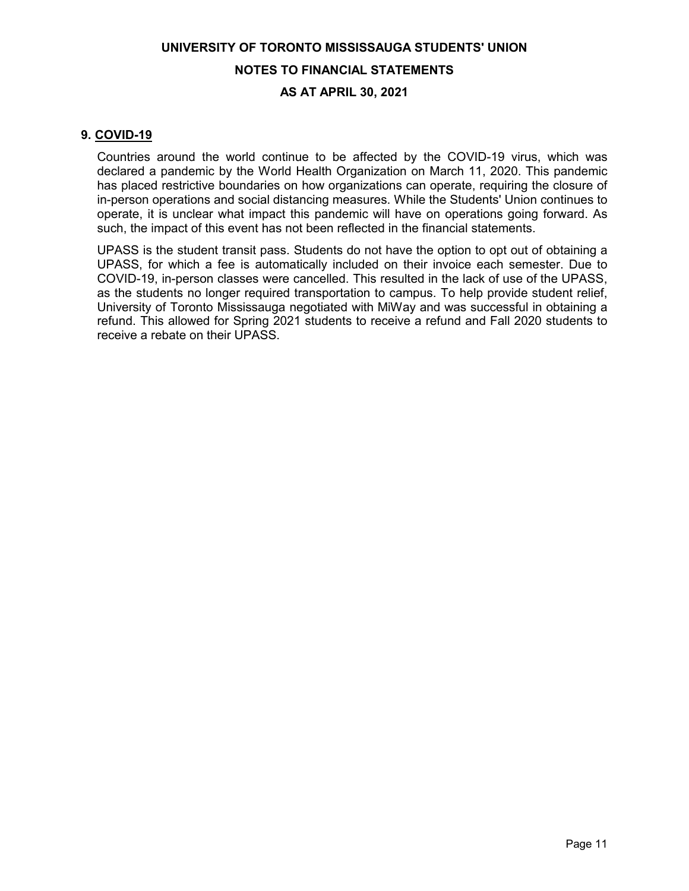## 9. COVID-19

Countries around the world continue to be affected by the COVID-19 virus, which was declared a pandemic by the World Health Organization on March 11, 2020. This pandemic has placed restrictive boundaries on how organizations can operate, requiring the closure of in-person operations and social distancing measures. While the Students' Union continues to operate, it is unclear what impact this pandemic will have on operations going forward. As such, the impact of this event has not been reflected in the financial statements.

UPASS is the student transit pass. Students do not have the option to opt out of obtaining a UPASS, for which a fee is automatically included on their invoice each semester. Due to COVID-19, in-person classes were cancelled. This resulted in the lack of use of the UPASS, as the students no longer required transportation to campus. To help provide student relief, University of Toronto Mississauga negotiated with MiWay and was successful in obtaining a refund. This allowed for Spring 2021 students to receive a refund and Fall 2020 students to receive a rebate on their UPASS.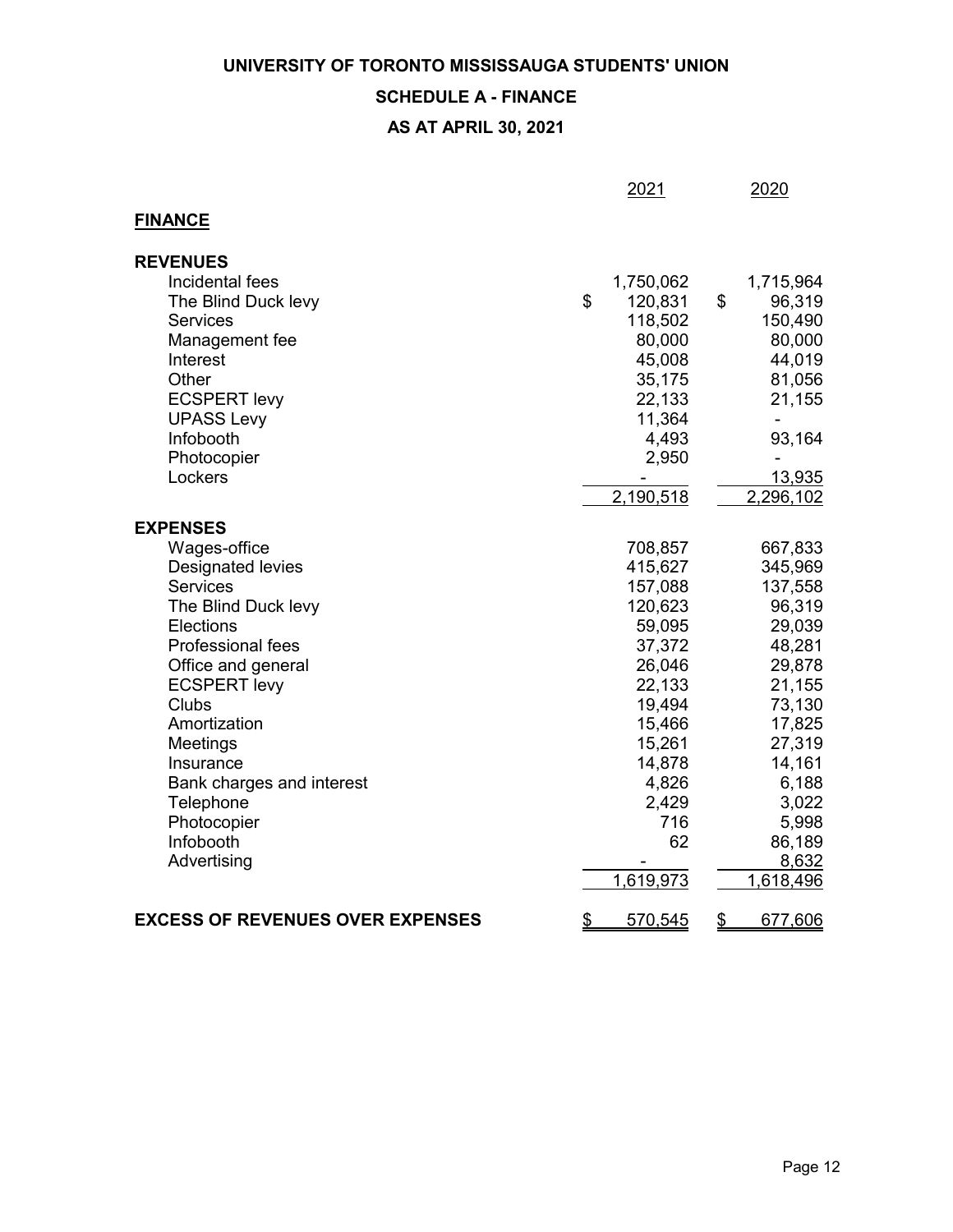# UNIVERSITY OF TORONTO MISSISSAUGA STUDENTS' UNION

## SCHEDULE A - FINANCE

## AS AT APRIL 30, 2021

| | 2021 | 2020 |
|---|---|---|
| **FINANCE** | | |
| **REVENUES** | | |
| Incidental fees | 1,750,062 | 1,715,964 |
| The Blind Duck levy | $ 120,831 | $ 96,319 |
| Services | 118,502 | 150,490 |
| Management fee | 80,000 | 80,000 |
| Interest | 45,008 | 44,019 |
| Other | 35,175 | 81,056 |
| ECSPERT levy | 22,133 | 21,155 |
| UPASS Levy | 11,364 | - |
| Infobooth | 4,493 | 93,164 |
| Photocopier | 2,950 | - |
| Lockers | - | 13,935 |
| | 2,190,518 | 2,296,102 |
| **EXPENSES** | | |
| Wages-office | 708,857 | 667,833 |
| Designated levies | 415,627 | 345,969 |
| Services | 157,088 | 137,558 |
| The Blind Duck levy | 120,623 | 96,319 |
| Elections | 59,095 | 29,039 |
| Professional fees | 37,372 | 48,281 |
| Office and general | 26,046 | 29,878 |
| ECSPERT levy | 22,133 | 21,155 |
| Clubs | 19,494 | 73,130 |
| Amortization | 15,466 | 17,825 |
| Meetings | 15,261 | 27,319 |
| Insurance | 14,878 | 14,161 |
| Bank charges and interest | 4,826 | 6,188 |
| Telephone | 2,429 | 3,022 |
| Photocopier | 716 | 5,998 |
| Infobooth | 62 | 86,189 |
| Advertising | - | 8,632 |
| | 1,619,973 | 1,618,496 |
| **EXCESS OF REVENUES OVER EXPENSES** | $ 570,545 | $ 677,606 |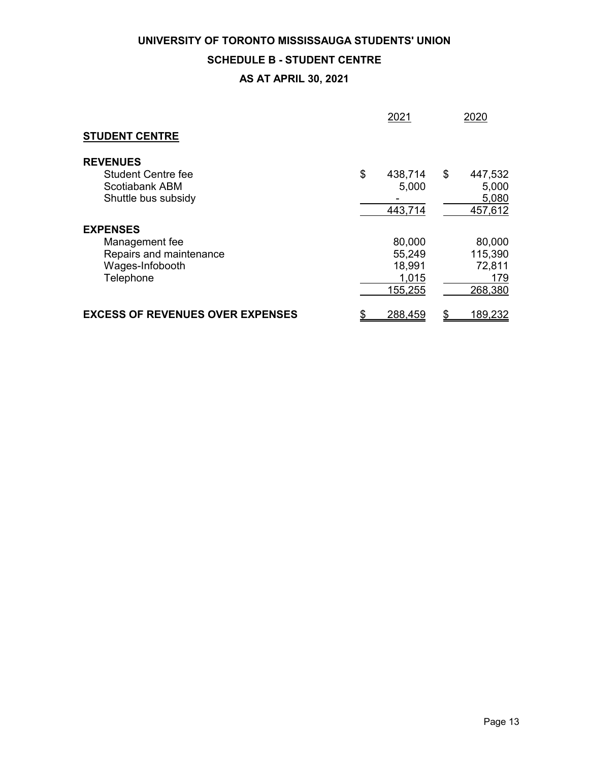# UNIVERSITY OF TORONTO MISSISSAUGA STUDENTS' UNION

## SCHEDULE B - STUDENT CENTRE

## AS AT APRIL 30, 2021

| | 2021 | 2020 |
|---|---|---|
| **STUDENT CENTRE** | | |
| **REVENUES** | | |
| Student Centre fee | $ 438,714 | $ 447,532 |
| Scotiabank ABM | 5,000 | 5,000 |
| Shuttle bus subsidy | - | 5,080 |
| | 443,714 | 457,612 |
| **EXPENSES** | | |
| Management fee | 80,000 | 80,000 |
| Repairs and maintenance | 55,249 | 115,390 |
| Wages-Infobooth | 18,991 | 72,811 |
| Telephone | 1,015 | 179 |
| | 155,255 | 268,380 |
| **EXCESS OF REVENUES OVER EXPENSES** | $ 288,459 | $ 189,232 |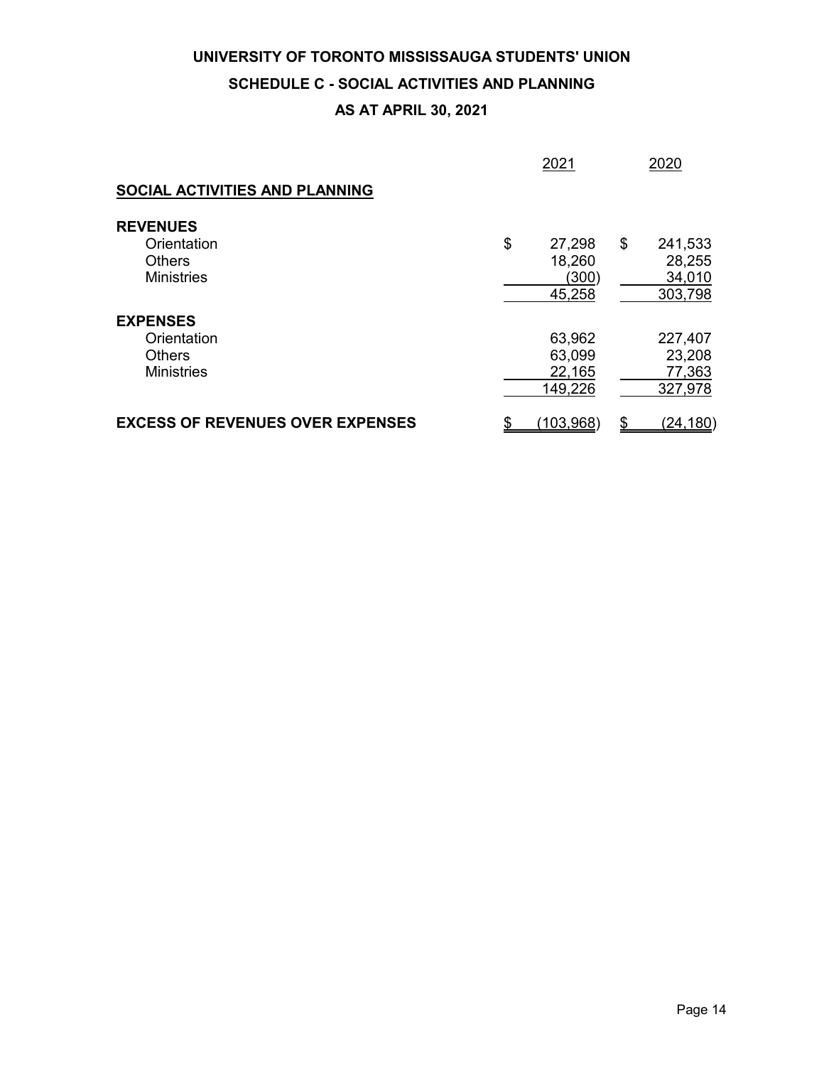# UNIVERSITY OF TORONTO MISSISSAUGA STUDENTS' UNION

## SCHEDULE C - SOCIAL ACTIVITIES AND PLANNING

## AS AT APRIL 30, 2021

| | 2021 | 2020 |
|---|---|---|
| **SOCIAL ACTIVITIES AND PLANNING** | | |
| **REVENUES** | | |
| Orientation | $ 27,298 | $ 241,533 |
| Others | 18,260 | 28,255 |
| Ministries | (300) | 34,010 |
| | 45,258 | 303,798 |
| **EXPENSES** | | |
| Orientation | 63,962 | 227,407 |
| Others | 63,099 | 23,208 |
| Ministries | 22,165 | 77,363 |
| | 149,226 | 327,978 |
| **EXCESS OF REVENUES OVER EXPENSES** | $ (103,968) | $ (24,180) |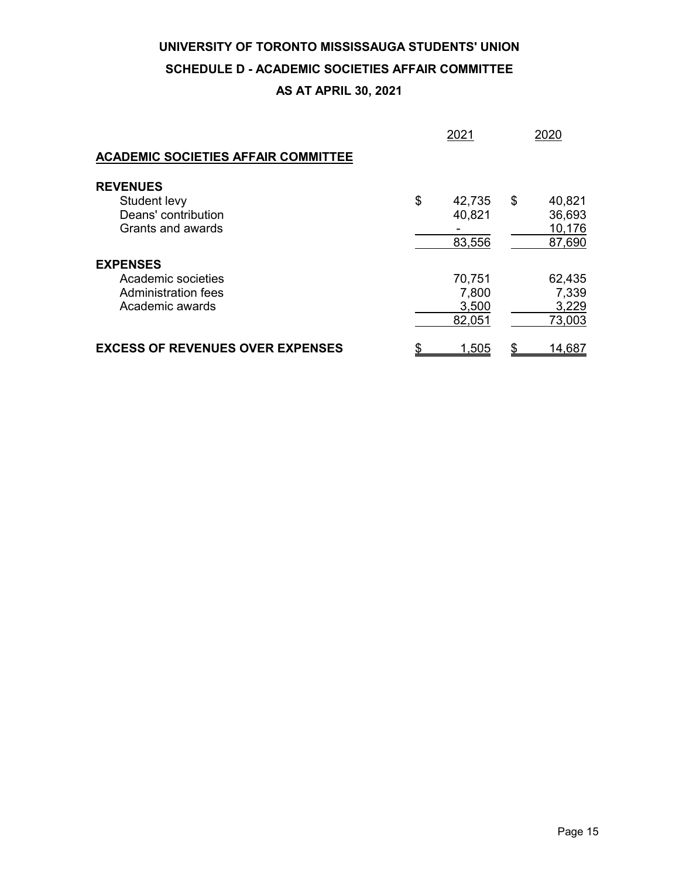# UNIVERSITY OF TORONTO MISSISSAUGA STUDENTS' UNION

## SCHEDULE D - ACADEMIC SOCIETIES AFFAIR COMMITTEE

## AS AT APRIL 30, 2021

| | 2021 | 2020 |
|---|---|---|
| **ACADEMIC SOCIETIES AFFAIR COMMITTEE** | | |
| **REVENUES** | | |
| Student levy | $ 42,735 | $ 40,821 |
| Deans' contribution | 40,821 | 36,693 |
| Grants and awards | - | 10,176 |
| | 83,556 | 87,690 |
| **EXPENSES** | | |
| Academic societies | 70,751 | 62,435 |
| Administration fees | 7,800 | 7,339 |
| Academic awards | 3,500 | 3,229 |
| | 82,051 | 73,003 |
| **EXCESS OF REVENUES OVER EXPENSES** | $ 1,505 | $ 14,687 |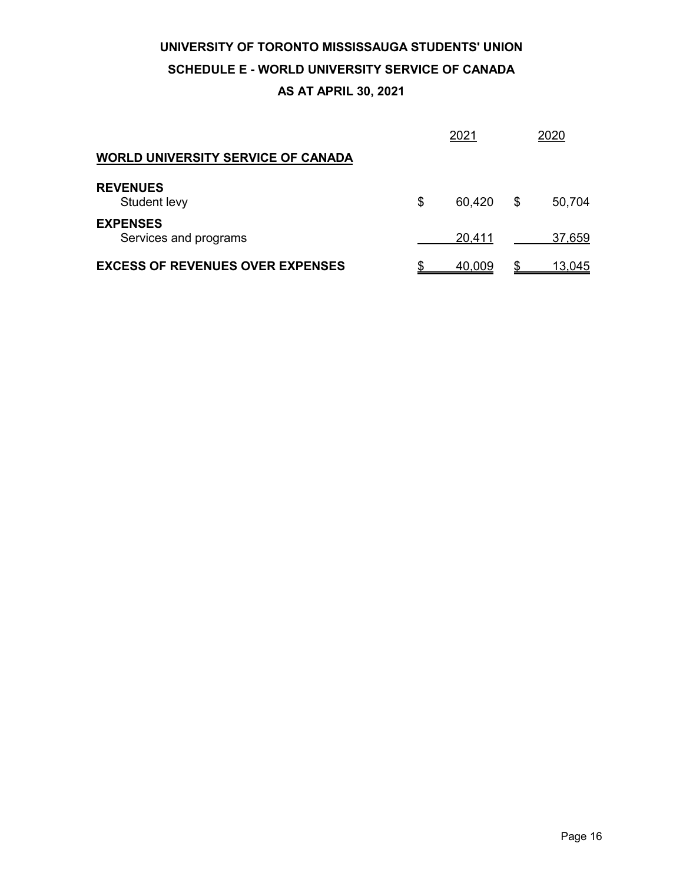# UNIVERSITY OF TORONTO MISSISSAUGA STUDENTS' UNION

## SCHEDULE E - WORLD UNIVERSITY SERVICE OF CANADA

## AS AT APRIL 30, 2021

| | 2021 | 2020 |
|---|---|---|
| **WORLD UNIVERSITY SERVICE OF CANADA** | | |
| **REVENUES** | | |
| Student levy | $ 60,420 | $ 50,704 |
| **EXPENSES** | | |
| Services and programs | 20,411 | 37,659 |
| **EXCESS OF REVENUES OVER EXPENSES** | $ 40,009 | $ 13,045 |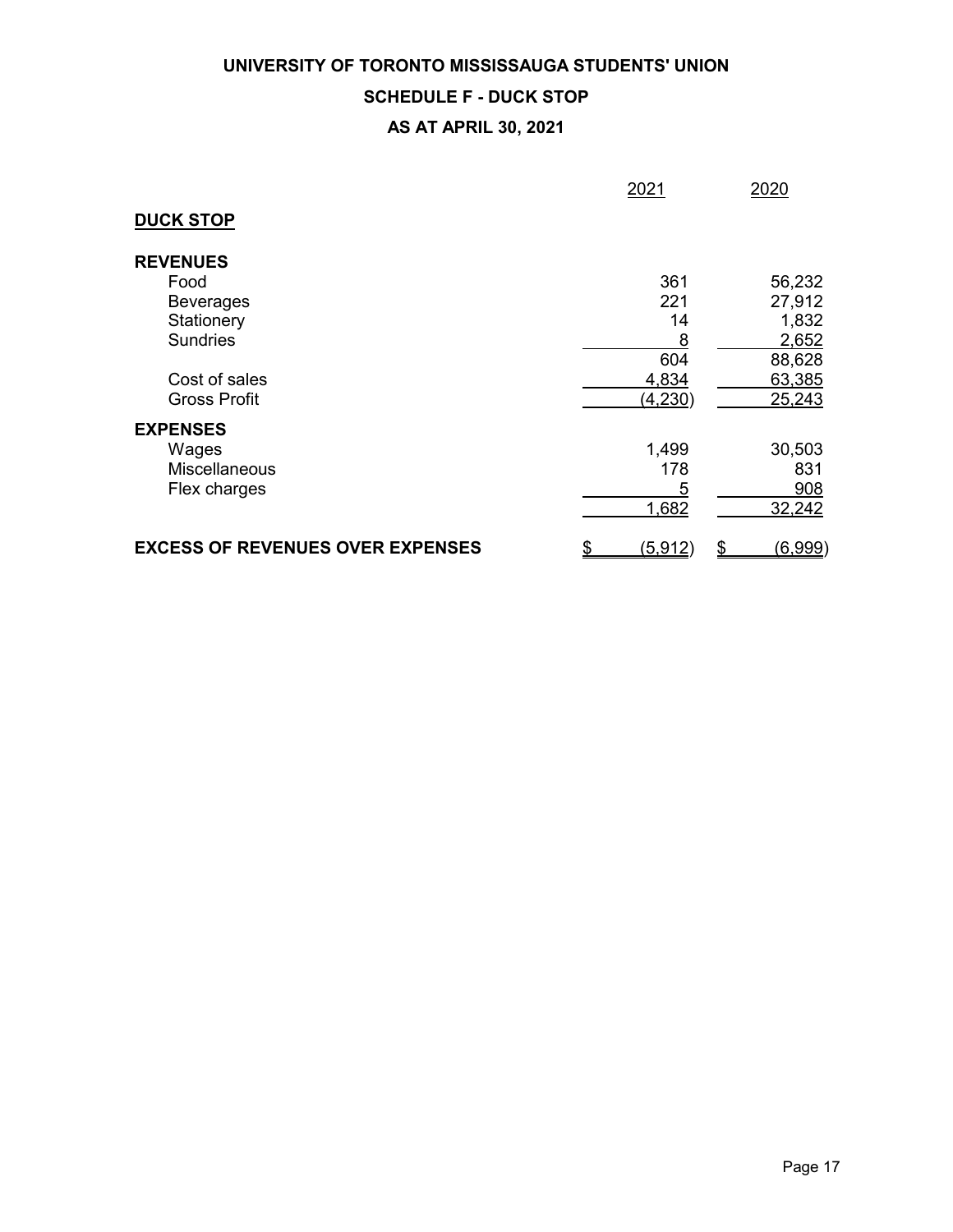# UNIVERSITY OF TORONTO MISSISSAUGA STUDENTS' UNION

## SCHEDULE F - DUCK STOP

## AS AT APRIL 30, 2021

| | 2021 | 2020 |
|---|---|---|
| **DUCK STOP** | | |
| **REVENUES** | | |
| Food | 361 | 56,232 |
| Beverages | 221 | 27,912 |
| Stationery | 14 | 1,832 |
| Sundries | 8 | 2,652 |
| | 604 | 88,628 |
| Cost of sales | 4,834 | 63,385 |
| Gross Profit | (4,230) | 25,243 |
| **EXPENSES** | | |
| Wages | 1,499 | 30,503 |
| Miscellaneous | 178 | 831 |
| Flex charges | 5 | 908 |
| | 1,682 | 32,242 |
| **EXCESS OF REVENUES OVER EXPENSES** | $ (5,912) | $ (6,999) |